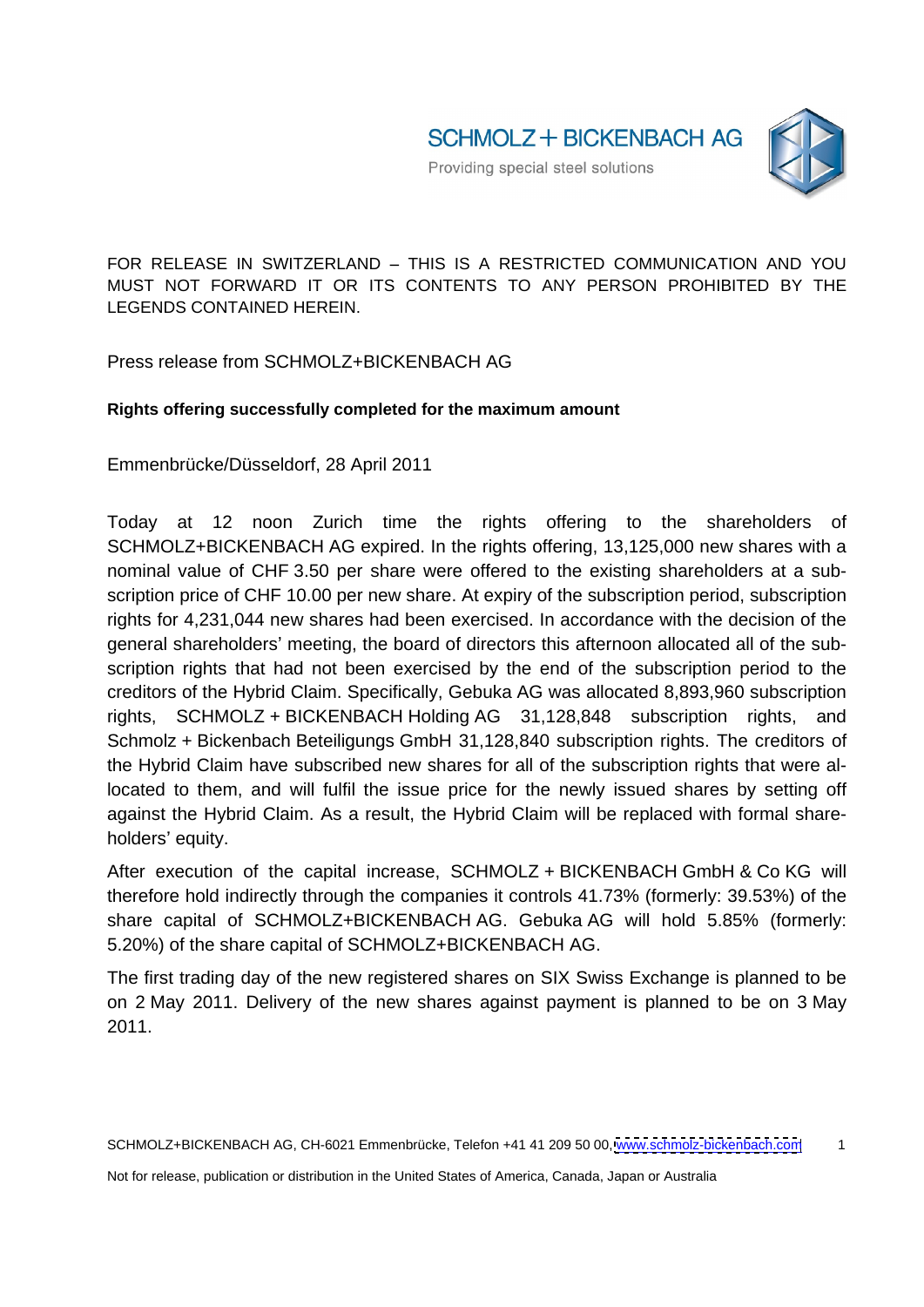SCHMOLZ + BICKENBACH AG

Providing special steel solutions

FOR RELEASE IN SWITZERLAND – THIS IS A RESTRICTED COMMUNICATION AND YOU MUST NOT FORWARD IT OR ITS CONTENTS TO ANY PERSON PROHIBITED BY THE LEGENDS CONTAINED HEREIN.

Press release from SCHMOLZ+BICKENBACH AG

**Rights offering successfully completed for the maximum amount**

Emmenbrücke/Düsseldorf, 28 April 2011

Today at 12 noon Zurich time the rights offering to the shareholders of SCHMOLZ+BICKENBACH AG expired. In the rights offering, 13,125,000 new shares with a nominal value of CHF 3.50 per share were offered to the existing shareholders at a subscription price of CHF 10.00 per new share. At expiry of the subscription period, subscription rights for 4,231,044 new shares had been exercised. In accordance with the decision of the general shareholders' meeting, the board of directors this afternoon allocated all of the subscription rights that had not been exercised by the end of the subscription period to the creditors of the Hybrid Claim. Specifically, Gebuka AG was allocated 8,893,960 subscription rights, SCHMOLZ + BICKENBACH Holding AG 31,128,848 subscription rights, and Schmolz + Bickenbach Beteiligungs GmbH 31,128,840 subscription rights. The creditors of the Hybrid Claim have subscribed new shares for all of the subscription rights that were allocated to them, and will fulfil the issue price for the newly issued shares by setting off against the Hybrid Claim. As a result, the Hybrid Claim will be replaced with formal shareholders' equity.

After execution of the capital increase, SCHMOLZ + BICKENBACH GmbH & Co KG will therefore hold indirectly through the companies it controls 41.73% (formerly: 39.53%) of the share capital of SCHMOLZ+BICKENBACH AG. Gebuka AG will hold 5.85% (formerly: 5.20%) of the share capital of SCHMOLZ+BICKENBACH AG.

The first trading day of the new registered shares on SIX Swiss Exchange is planned to be on 2 May 2011. Delivery of the new shares against payment is planned to be on 3 May 2011.

SCHMOLZ+BICKENBACH AG, CH-6021 Emmenbrücke, Telefon +41 41 209 50 00, www.schmolz-bickenbach.com

Not for release, publication or distribution in the United States of America, Canada, Japan or Australia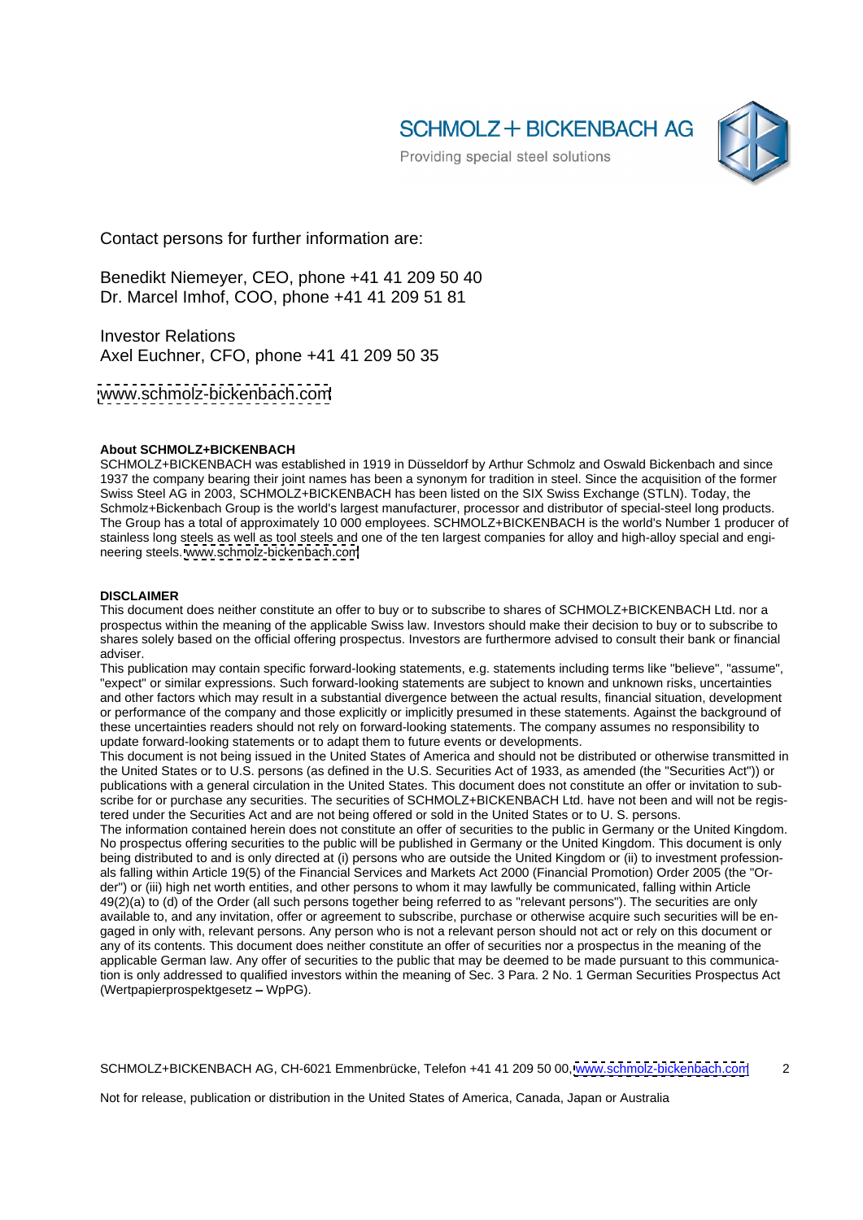Contact persons for further information are:

Benedikt Niemeyer, CEO, phone +41 41 209 50 40
Dr. Marcel Imhof, COO, phone +41 41 209 51 81

Investor Relations
Axel Euchner, CFO, phone +41 41 209 50 35

www.schmolz-bickenbach.com

**About SCHMOLZ+BICKENBACH**
SCHMOLZ+BICKENBACH was established in 1919 in Düsseldorf by Arthur Schmolz and Oswald Bickenbach and since 1937 the company bearing their joint names has been a synonym for tradition in steel. Since the acquisition of the former Swiss Steel AG in 2003, SCHMOLZ+BICKENBACH has been listed on the SIX Swiss Exchange (STLN). Today, the Schmolz+Bickenbach Group is the world's largest manufacturer, processor and distributor of special-steel long products. The Group has a total of approximately 10 000 employees. SCHMOLZ+BICKENBACH is the world's Number 1 producer of stainless long steels as well as tool steels and one of the ten largest companies for alloy and high-alloy special and engineering steels. www.schmolz-bickenbach.com

**DISCLAIMER**
This document does neither constitute an offer to buy or to subscribe to shares of SCHMOLZ+BICKENBACH Ltd. nor a prospectus within the meaning of the applicable Swiss law. Investors should make their decision to buy or to subscribe to shares solely based on the official offering prospectus. Investors are furthermore advised to consult their bank or financial adviser.
This publication may contain specific forward-looking statements, e.g. statements including terms like "believe", "assume", "expect" or similar expressions. Such forward-looking statements are subject to known and unknown risks, uncertainties and other factors which may result in a substantial divergence between the actual results, financial situation, development or performance of the company and those explicitly or implicitly presumed in these statements. Against the background of these uncertainties readers should not rely on forward-looking statements. The company assumes no responsibility to update forward-looking statements or to adapt them to future events or developments.
This document is not being issued in the United States of America and should not be distributed or otherwise transmitted in the United States or to U.S. persons (as defined in the U.S. Securities Act of 1933, as amended (the "Securities Act")) or publications with a general circulation in the United States. This document does not constitute an offer or invitation to subscribe for or purchase any securities. The securities of SCHMOLZ+BICKENBACH Ltd. have not been and will not be registered under the Securities Act and are not being offered or sold in the United States or to U. S. persons.
The information contained herein does not constitute an offer of securities to the public in Germany or the United Kingdom. No prospectus offering securities to the public will be published in Germany or the United Kingdom. This document is only being distributed to and is only directed at (i) persons who are outside the United Kingdom or (ii) to investment professionals falling within Article 19(5) of the Financial Services and Markets Act 2000 (Financial Promotion) Order 2005 (the "Order") or (iii) high net worth entities, and other persons to whom it may lawfully be communicated, falling within Article 49(2)(a) to (d) of the Order (all such persons together being referred to as "relevant persons"). The securities are only available to, and any invitation, offer or agreement to subscribe, purchase or otherwise acquire such securities will be engaged in only with, relevant persons. Any person who is not a relevant person should not act or rely on this document or any of its contents. This document does neither constitute an offer of securities nor a prospectus in the meaning of the applicable German law. Any offer of securities to the public that may be deemed to be made pursuant to this communication is only addressed to qualified investors within the meaning of Sec. 3 Para. 2 No. 1 German Securities Prospectus Act (Wertpapierprospektgesetz – WpPG).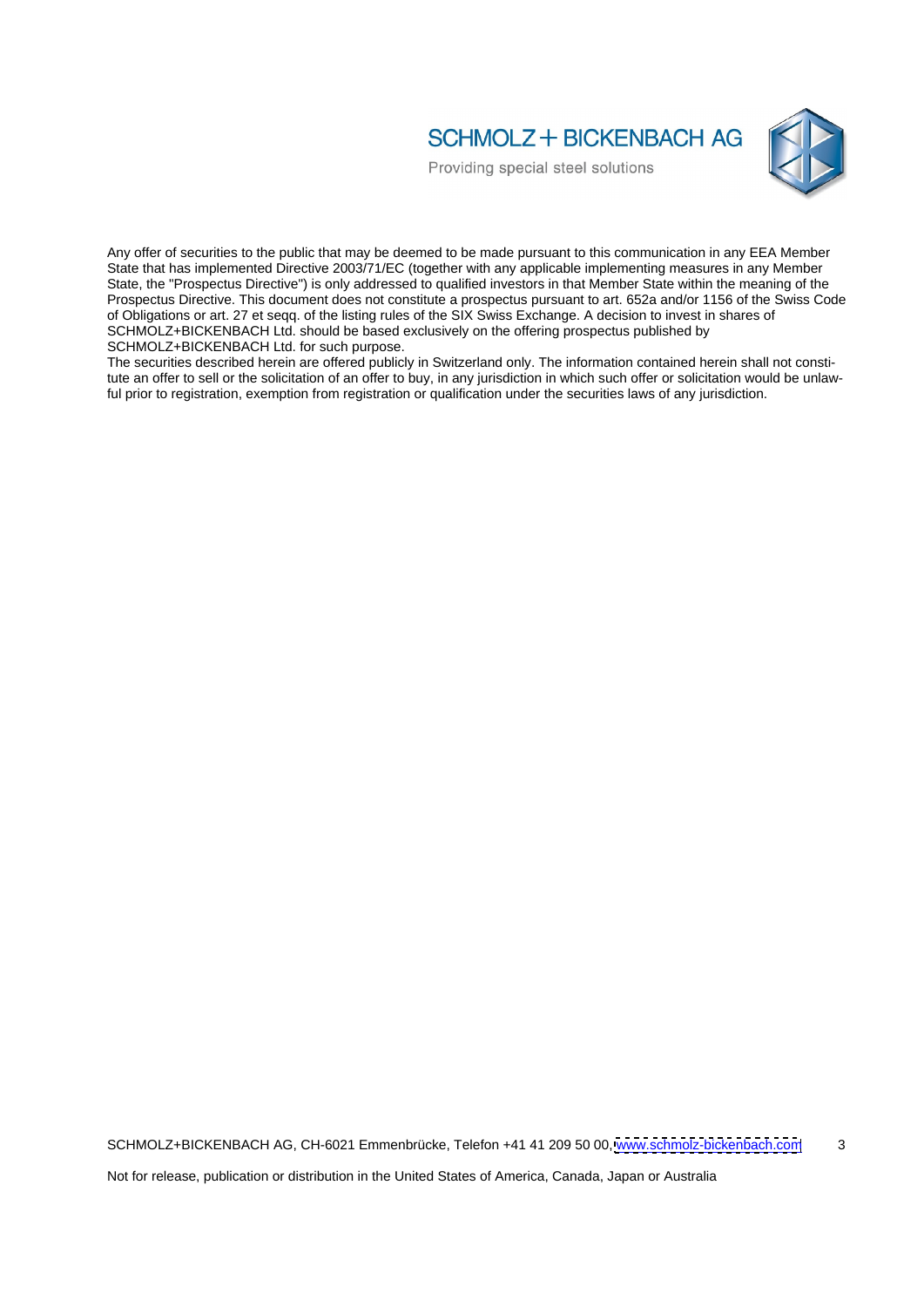Any offer of securities to the public that may be deemed to be made pursuant to this communication in any EEA Member State that has implemented Directive 2003/71/EC (together with any applicable implementing measures in any Member State, the "Prospectus Directive") is only addressed to qualified investors in that Member State within the meaning of the Prospectus Directive. This document does not constitute a prospectus pursuant to art. 652a and/or 1156 of the Swiss Code of Obligations or art. 27 et seqq. of the listing rules of the SIX Swiss Exchange. A decision to invest in shares of SCHMOLZ+BICKENBACH Ltd. should be based exclusively on the offering prospectus published by SCHMOLZ+BICKENBACH Ltd. for such purpose.

The securities described herein are offered publicly in Switzerland only. The information contained herein shall not constitute an offer to sell or the solicitation of an offer to buy, in any jurisdiction in which such offer or solicitation would be unlawful prior to registration, exemption from registration or qualification under the securities laws of any jurisdiction.